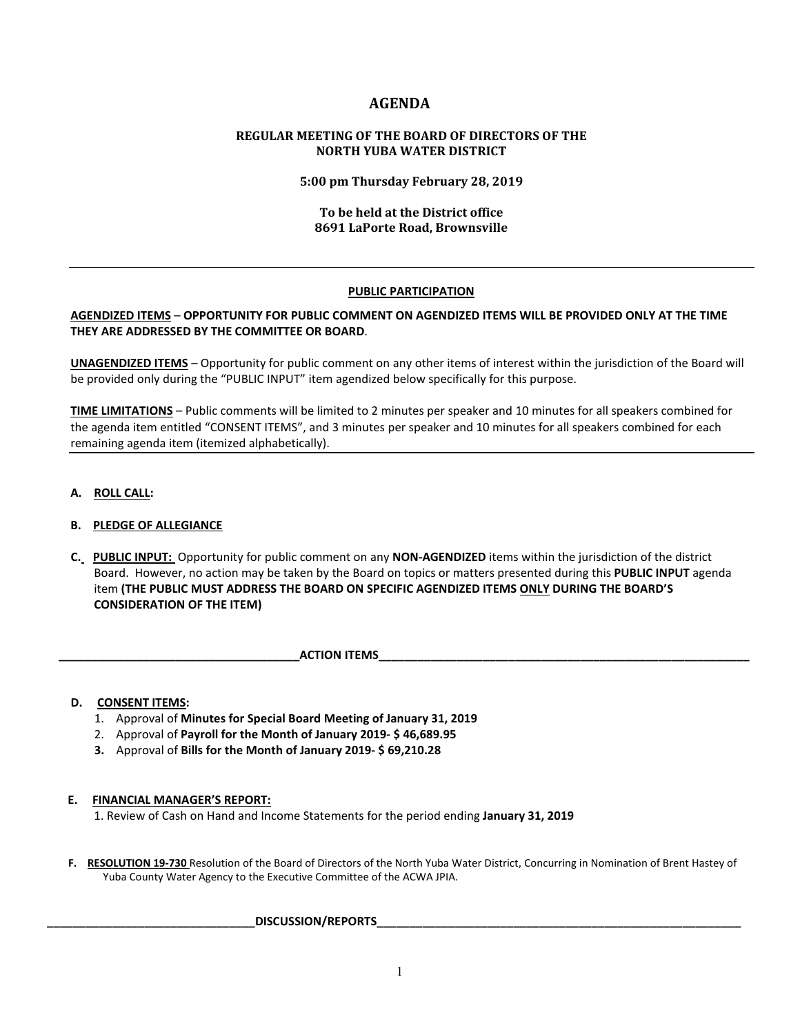# AGENDA

**REGULAR MEETING OF THE BOARD OF DIRECTORS OF THE NORTH YUBA WATER DISTRICT**

**5:00 pm Thursday February 28, 2019**

**To be held at the District office**
**8691 LaPorte Road, Brownsville**

---

**PUBLIC PARTICIPATION**

**AGENDIZED ITEMS** – **OPPORTUNITY FOR PUBLIC COMMENT ON AGENDIZED ITEMS WILL BE PROVIDED ONLY AT THE TIME THEY ARE ADDRESSED BY THE COMMITTEE OR BOARD**.

**UNAGENDIZED ITEMS** – Opportunity for public comment on any other items of interest within the jurisdiction of the Board will be provided only during the "PUBLIC INPUT" item agendized below specifically for this purpose.

**TIME LIMITATIONS** – Public comments will be limited to 2 minutes per speaker and 10 minutes for all speakers combined for the agenda item entitled "CONSENT ITEMS", and 3 minutes per speaker and 10 minutes for all speakers combined for each remaining agenda item (itemized alphabetically).

---

**A. ROLL CALL:**

**B. PLEDGE OF ALLEGIANCE**

**C. PUBLIC INPUT:** Opportunity for public comment on any **NON-AGENDIZED** items within the jurisdiction of the district Board. However, no action may be taken by the Board on topics or matters presented during this **PUBLIC INPUT** agenda item **(THE PUBLIC MUST ADDRESS THE BOARD ON SPECIFIC AGENDIZED ITEMS ONLY DURING THE BOARD'S CONSIDERATION OF THE ITEM)**

## ACTION ITEMS

**D. CONSENT ITEMS:**

1. Approval of **Minutes for Special Board Meeting of January 31, 2019**
2. Approval of **Payroll for the Month of January 2019- $ 46,689.95**
3. Approval of **Bills for the Month of January 2019- $ 69,210.28**

**E. FINANCIAL MANAGER'S REPORT:**

1. Review of Cash on Hand and Income Statements for the period ending **January 31, 2019**

**F. RESOLUTION 19-730** Resolution of the Board of Directors of the North Yuba Water District, Concurring in Nomination of Brent Hastey of Yuba County Water Agency to the Executive Committee of the ACWA JPIA.

## DISCUSSION/REPORTS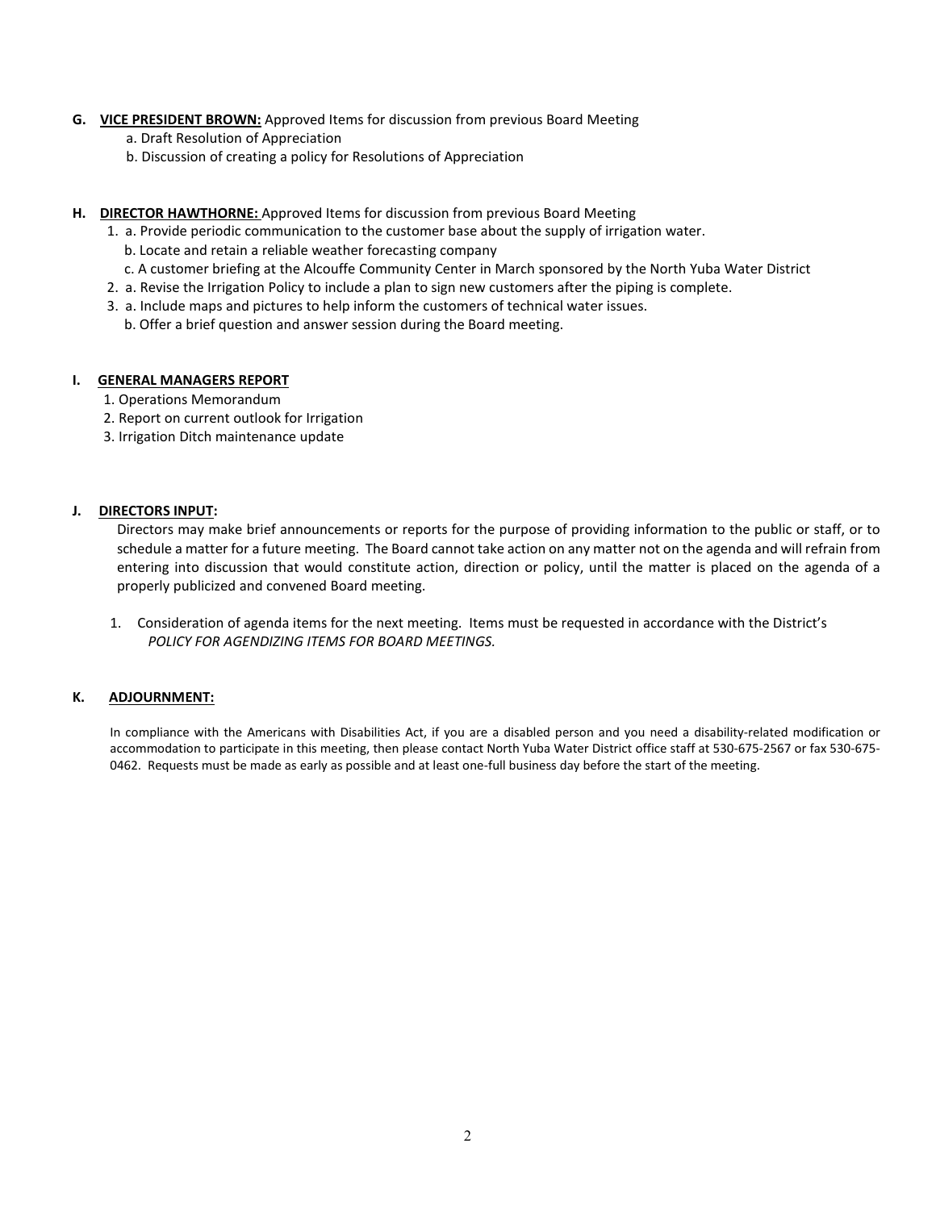**G. <u>VICE PRESIDENT BROWN:</u>** Approved Items for discussion from previous Board Meeting

a. Draft Resolution of Appreciation

b. Discussion of creating a policy for Resolutions of Appreciation

**H. <u>DIRECTOR HAWTHORNE:</u>** Approved Items for discussion from previous Board Meeting

1. a. Provide periodic communication to the customer base about the supply of irrigation water.
   b. Locate and retain a reliable weather forecasting company
   c. A customer briefing at the Alcouffe Community Center in March sponsored by the North Yuba Water District
2. a. Revise the Irrigation Policy to include a plan to sign new customers after the piping is complete.
3. a. Include maps and pictures to help inform the customers of technical water issues.
   b. Offer a brief question and answer session during the Board meeting.

**I. <u>GENERAL MANAGERS REPORT</u>**

1. Operations Memorandum
2. Report on current outlook for Irrigation
3. Irrigation Ditch maintenance update

**J. <u>DIRECTORS INPUT</u>:**

Directors may make brief announcements or reports for the purpose of providing information to the public or staff, or to schedule a matter for a future meeting. The Board cannot take action on any matter not on the agenda and will refrain from entering into discussion that would constitute action, direction or policy, until the matter is placed on the agenda of a properly publicized and convened Board meeting.

1. Consideration of agenda items for the next meeting. Items must be requested in accordance with the District's *POLICY FOR AGENDIZING ITEMS FOR BOARD MEETINGS.*

**K. <u>ADJOURNMENT:</u>**

In compliance with the Americans with Disabilities Act, if you are a disabled person and you need a disability-related modification or accommodation to participate in this meeting, then please contact North Yuba Water District office staff at 530-675-2567 or fax 530-675-0462. Requests must be made as early as possible and at least one-full business day before the start of the meeting.